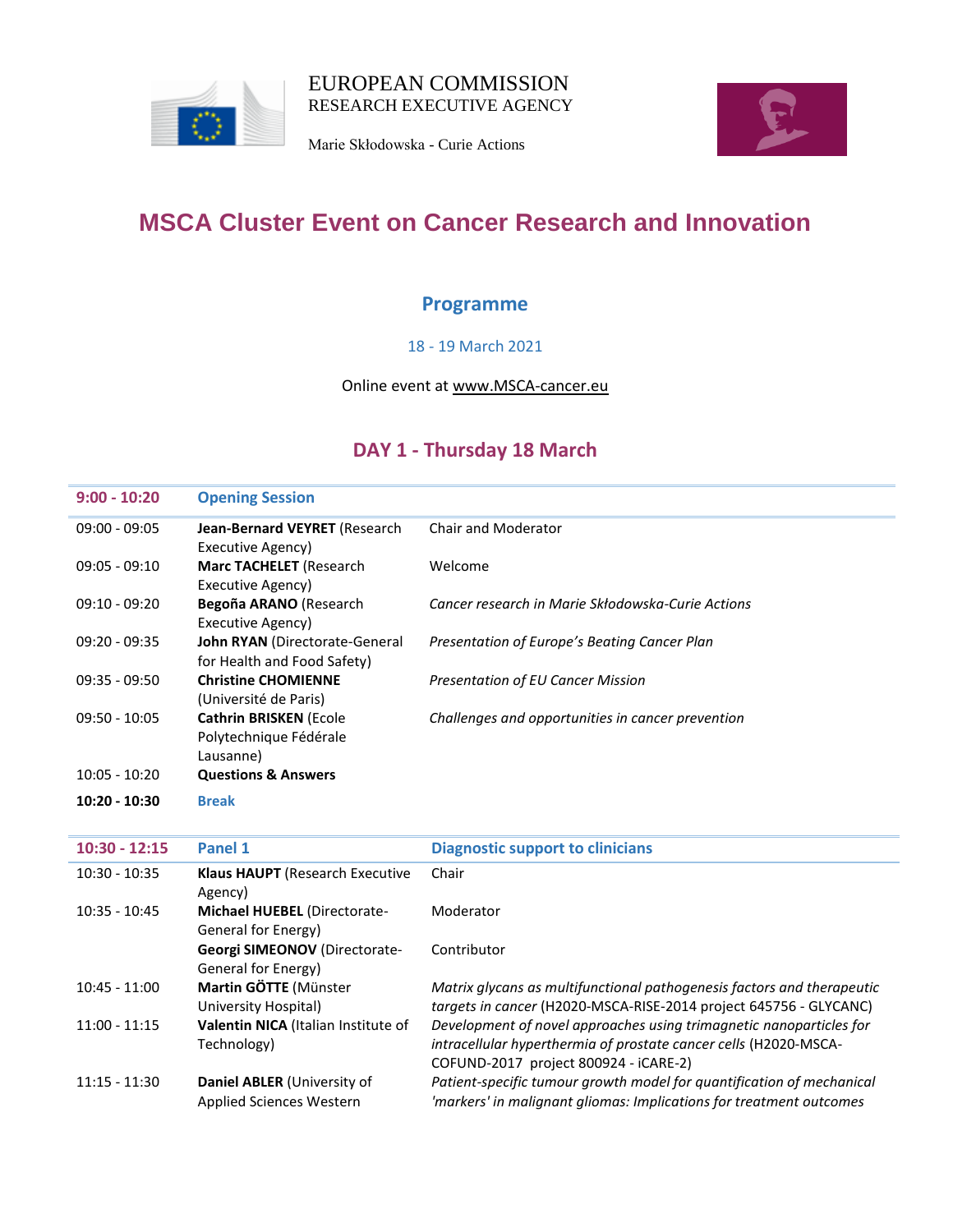EUROPEAN COMMISSION
RESEARCH EXECUTIVE AGENCY

Marie Skłodowska - Curie Actions

# MSCA Cluster Event on Cancer Research and Innovation

## Programme

18 - 19 March 2021

Online event at www.MSCA-cancer.eu

## DAY 1 - Thursday 18 March

| **9:00 - 10:20** | **Opening Session** | |
|---|---|---|
| 09:00 - 09:05 | **Jean-Bernard VEYRET** (Research Executive Agency) | Chair and Moderator |
| 09:05 - 09:10 | **Marc TACHELET** (Research Executive Agency) | Welcome |
| 09:10 - 09:20 | **Begoña ARANO** (Research Executive Agency) | *Cancer research in Marie Skłodowska-Curie Actions* |
| 09:20 - 09:35 | **John RYAN** (Directorate-General for Health and Food Safety) | *Presentation of Europe's Beating Cancer Plan* |
| 09:35 - 09:50 | **Christine CHOMIENNE** (Université de Paris) | *Presentation of EU Cancer Mission* |
| 09:50 - 10:05 | **Cathrin BRISKEN** (Ecole Polytechnique Fédérale Lausanne) | *Challenges and opportunities in cancer prevention* |
| 10:05 - 10:20 | **Questions & Answers** | |
| **10:20 - 10:30** | **Break** | |

| **10:30 - 12:15** | **Panel 1** | **Diagnostic support to clinicians** |
|---|---|---|
| 10:30 - 10:35 | **Klaus HAUPT** (Research Executive Agency) | Chair |
| 10:35 - 10:45 | **Michael HUEBEL** (Directorate-General for Energy) | Moderator |
| | **Georgi SIMEONOV** (Directorate-General for Energy) | Contributor |
| 10:45 - 11:00 | **Martin GÖTTE** (Münster University Hospital) | *Matrix glycans as multifunctional pathogenesis factors and therapeutic targets in cancer* (H2020-MSCA-RISE-2014 project 645756 - GLYCANC) |
| 11:00 - 11:15 | **Valentin NICA** (Italian Institute of Technology) | *Development of novel approaches using trimagnetic nanoparticles for intracellular hyperthermia of prostate cancer cells* (H2020-MSCA-COFUND-2017 project 800924 - iCARE-2) |
| 11:15 - 11:30 | **Daniel ABLER** (University of Applied Sciences Western | *Patient-specific tumour growth model for quantification of mechanical 'markers' in malignant gliomas: Implications for treatment outcomes* |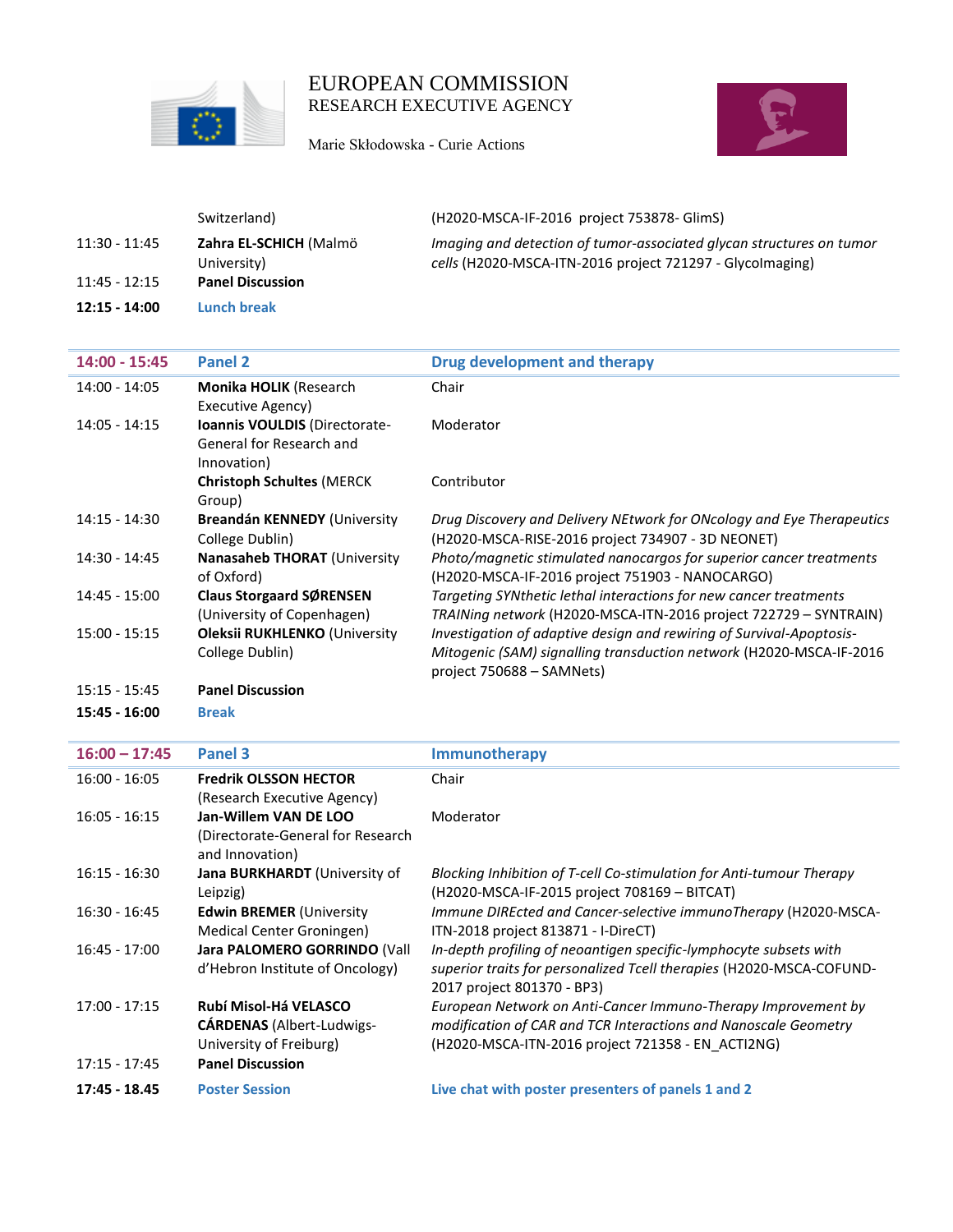| | | |
|---|---|---|
| | Switzerland) | (H2020-MSCA-IF-2016 project 753878- GlimS) |
| 11:30 - 11:45 | **Zahra EL-SCHICH** (Malmö University) | *Imaging and detection of tumor-associated glycan structures on tumor cells* (H2020-MSCA-ITN-2016 project 721297 - GlycoImaging) |
| 11:45 - 12:15 | **Panel Discussion** | |
| **12:15 - 14:00** | **Lunch break** | |

| **14:00 - 15:45** | **Panel 2** | **Drug development and therapy** |
|---|---|---|
| 14:00 - 14:05 | **Monika HOLIK** (Research Executive Agency) | Chair |
| 14:05 - 14:15 | **Ioannis VOULDIS** (Directorate-General for Research and Innovation) | Moderator |
| | **Christoph Schultes** (MERCK Group) | Contributor |
| 14:15 - 14:30 | **Breandán KENNEDY** (University College Dublin) | *Drug Discovery and Delivery NEtwork for ONcology and Eye Therapeutics* (H2020-MSCA-RISE-2016 project 734907 - 3D NEONET) |
| 14:30 - 14:45 | **Nanasaheb THORAT** (University of Oxford) | *Photo/magnetic stimulated nanocargos for superior cancer treatments* (H2020-MSCA-IF-2016 project 751903 - NANOCARGO) |
| 14:45 - 15:00 | **Claus Storgaard SØRENSEN** (University of Copenhagen) | *Targeting SYNthetic lethal interactions for new cancer treatments TRAINing network* (H2020-MSCA-ITN-2016 project 722729 – SYNTRAIN) |
| 15:00 - 15:15 | **Oleksii RUKHLENKO** (University College Dublin) | *Investigation of adaptive design and rewiring of Survival-Apoptosis-Mitogenic (SAM) signalling transduction network* (H2020-MSCA-IF-2016 project 750688 – SAMNets) |
| 15:15 - 15:45 | **Panel Discussion** | |
| **15:45 - 16:00** | **Break** | |

| **16:00 – 17:45** | **Panel 3** | **Immunotherapy** |
|---|---|---|
| 16:00 - 16:05 | **Fredrik OLSSON HECTOR** (Research Executive Agency) | Chair |
| 16:05 - 16:15 | **Jan-Willem VAN DE LOO** (Directorate-General for Research and Innovation) | Moderator |
| 16:15 - 16:30 | **Jana BURKHARDT** (University of Leipzig) | *Blocking Inhibition of T-cell Co-stimulation for Anti-tumour Therapy* (H2020-MSCA-IF-2015 project 708169 – BITCAT) |
| 16:30 - 16:45 | **Edwin BREMER** (University Medical Center Groningen) | *Immune DIREcted and Cancer-selective immunoTherapy* (H2020-MSCA-ITN-2018 project 813871 - I-DireCT) |
| 16:45 - 17:00 | **Jara PALOMERO GORRINDO** (Vall d'Hebron Institute of Oncology) | *In-depth profiling of neoantigen specific-lymphocyte subsets with superior traits for personalized Tcell therapies* (H2020-MSCA-COFUND-2017 project 801370 - BP3) |
| 17:00 - 17:15 | **Rubí Misol-Há VELASCO CÁRDENAS** (Albert-Ludwigs-University of Freiburg) | *European Network on Anti-Cancer Immuno-Therapy Improvement by modification of CAR and TCR Interactions and Nanoscale Geometry* (H2020-MSCA-ITN-2016 project 721358 - EN_ACTI2NG) |
| 17:15 - 17:45 | **Panel Discussion** | |
| **17:45 - 18.45** | **Poster Session** | **Live chat with poster presenters of panels 1 and 2** |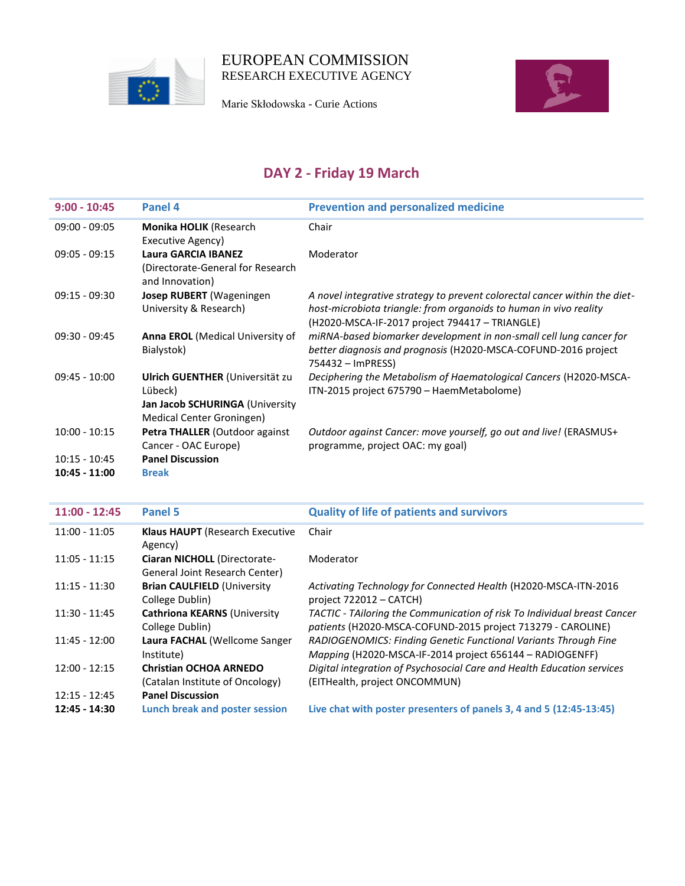EUROPEAN COMMISSION
RESEARCH EXECUTIVE AGENCY

Marie Skłodowska - Curie Actions

## DAY 2 - Friday 19 March

| 9:00 - 10:45 | Panel 4 | Prevention and personalized medicine |
|---|---|---|
| 09:00 - 09:05 | **Monika HOLIK** (Research Executive Agency) | Chair |
| 09:05 - 09:15 | **Laura GARCIA IBANEZ** (Directorate-General for Research and Innovation) | Moderator |
| 09:15 - 09:30 | **Josep RUBERT** (Wageningen University & Research) | *A novel integrative strategy to prevent colorectal cancer within the diet-host-microbiota triangle: from organoids to human in vivo reality* (H2020-MSCA-IF-2017 project 794417 – TRIANGLE) |
| 09:30 - 09:45 | **Anna EROL** (Medical University of Bialystok) | *miRNA-based biomarker development in non-small cell lung cancer for better diagnosis and prognosis* (H2020-MSCA-COFUND-2016 project 754432 – ImPRESS) |
| 09:45 - 10:00 | **Ulrich GUENTHER** (Universität zu Lübeck)<br>**Jan Jacob SCHURINGA** (University Medical Center Groningen) | *Deciphering the Metabolism of Haematological Cancers* (H2020-MSCA-ITN-2015 project 675790 – HaemMetabolome) |
| 10:00 - 10:15 | **Petra THALLER** (Outdoor against Cancer - OAC Europe) | *Outdoor against Cancer: move yourself, go out and live!* (ERASMUS+ programme, project OAC: my goal) |
| 10:15 - 10:45 | **Panel Discussion** | |
| **10:45 - 11:00** | **Break** | |

| 11:00 - 12:45 | Panel 5 | Quality of life of patients and survivors |
|---|---|---|
| 11:00 - 11:05 | **Klaus HAUPT** (Research Executive Agency) | Chair |
| 11:05 - 11:15 | **Ciaran NICHOLL** (Directorate-General Joint Research Center) | Moderator |
| 11:15 - 11:30 | **Brian CAULFIELD** (University College Dublin) | *Activating Technology for Connected Health* (H2020-MSCA-ITN-2016 project 722012 – CATCH) |
| 11:30 - 11:45 | **Cathriona KEARNS** (University College Dublin) | *TACTIC - TAiloring the Communication of risk To Individual breast Cancer patients* (H2020-MSCA-COFUND-2015 project 713279 - CAROLINE) |
| 11:45 - 12:00 | **Laura FACHAL** (Wellcome Sanger Institute) | *RADIOGENOMICS: Finding Genetic Functional Variants Through Fine Mapping* (H2020-MSCA-IF-2014 project 656144 – RADIOGENFF) |
| 12:00 - 12:15 | **Christian OCHOA ARNEDO** (Catalan Institute of Oncology) | *Digital integration of Psychosocial Care and Health Education services* (EITHealth, project ONCOMMUN) |
| 12:15 - 12:45 | **Panel Discussion** | |
| **12:45 - 14:30** | **Lunch break and poster session** | **Live chat with poster presenters of panels 3, 4 and 5 (12:45-13:45)** |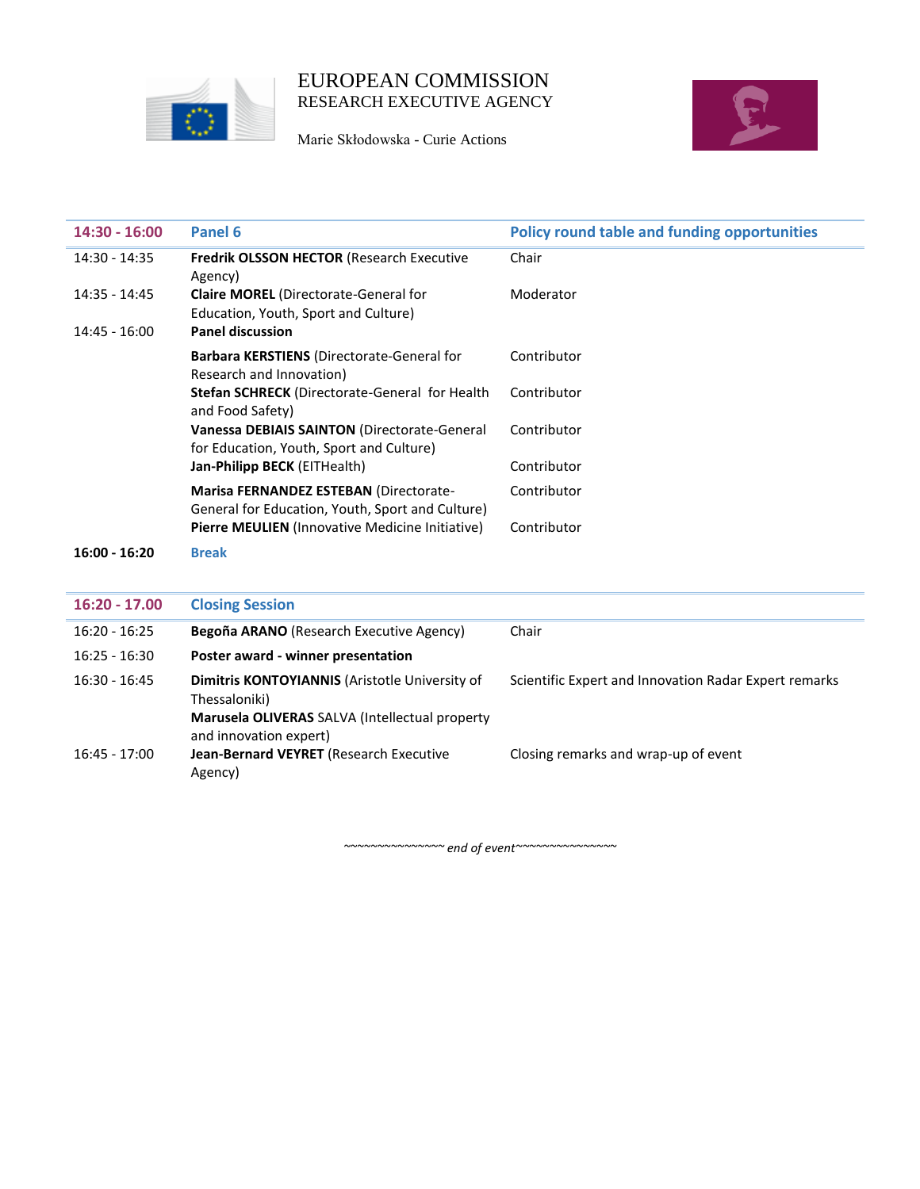EUROPEAN COMMISSION
RESEARCH EXECUTIVE AGENCY

Marie Skłodowska - Curie Actions

| 14:30 - 16:00 | Panel 6 | Policy round table and funding opportunities |
|---|---|---|
| 14:30 - 14:35 | **Fredrik OLSSON HECTOR** (Research Executive Agency) | Chair |
| 14:35 - 14:45 | **Claire MOREL** (Directorate-General for Education, Youth, Sport and Culture) | Moderator |
| 14:45 - 16:00 | **Panel discussion** | |
| | **Barbara KERSTIENS** (Directorate-General for Research and Innovation) | Contributor |
| | **Stefan SCHRECK** (Directorate-General for Health and Food Safety) | Contributor |
| | **Vanessa DEBIAIS SAINTON** (Directorate-General for Education, Youth, Sport and Culture) | Contributor |
| | **Jan-Philipp BECK** (EITHealth) | Contributor |
| | **Marisa FERNANDEZ ESTEBAN** (Directorate-General for Education, Youth, Sport and Culture) | Contributor |
| | **Pierre MEULIEN** (Innovative Medicine Initiative) | Contributor |
| **16:00 - 16:20** | **Break** | |

| 16:20 - 17.00 | Closing Session | |
|---|---|---|
| 16:20 - 16:25 | **Begoña ARANO** (Research Executive Agency) | Chair |
| 16:25 - 16:30 | **Poster award - winner presentation** | |
| 16:30 - 16:45 | **Dimitris KONTOYIANNIS** (Aristotle University of Thessaloniki)<br>**Marusela OLIVERAS** SALVA (Intellectual property and innovation expert) | Scientific Expert and Innovation Radar Expert remarks |
| 16:45 - 17:00 | **Jean-Bernard VEYRET** (Research Executive Agency) | Closing remarks and wrap-up of event |

*~~~~~~~~~~~~~~~ end of event~~~~~~~~~~~~~~~*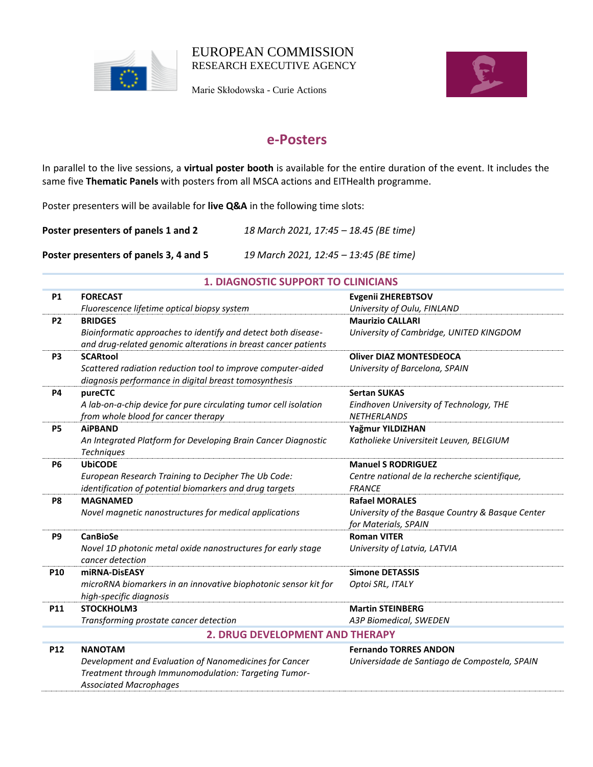EUROPEAN COMMISSION
RESEARCH EXECUTIVE AGENCY

Marie Skłodowska - Curie Actions

## e-Posters

In parallel to the live sessions, a **virtual poster booth** is available for the entire duration of the event. It includes the same five **Thematic Panels** with posters from all MSCA actions and EITHealth programme.

Poster presenters will be available for **live Q&A** in the following time slots:

| | |
|---|---|
| **Poster presenters of panels 1 and 2** | *18 March 2021, 17:45 – 18.45 (BE time)* |
| **Poster presenters of panels 3, 4 and 5** | *19 March 2021, 12:45 – 13:45 (BE time)* |

### 1. DIAGNOSTIC SUPPORT TO CLINICIANS

| | Project | Presenter |
|---|---|---|
| **P1** | **FORECAST**<br>*Fluorescence lifetime optical biopsy system* | **Evgenii ZHEREBTSOV**<br>*University of Oulu, FINLAND* |
| **P2** | **BRIDGES**<br>*Bioinformatic approaches to identify and detect both disease- and drug-related genomic alterations in breast cancer patients* | **Maurizio CALLARI**<br>*University of Cambridge, UNITED KINGDOM* |
| **P3** | **SCARtool**<br>*Scattered radiation reduction tool to improve computer-aided diagnosis performance in digital breast tomosynthesis* | **Oliver DIAZ MONTESDEOCA**<br>*University of Barcelona, SPAIN* |
| **P4** | **pureCTC**<br>*A lab-on-a-chip device for pure circulating tumor cell isolation from whole blood for cancer therapy* | **Sertan SUKAS**<br>*Eindhoven University of Technology, THE NETHERLANDS* |
| **P5** | **AiPBAND**<br>*An Integrated Platform for Developing Brain Cancer Diagnostic Techniques* | **Yağmur YILDIZHAN**<br>*Katholieke Universiteit Leuven, BELGIUM* |
| **P6** | **UbiCODE**<br>*European Research Training to Decipher The Ub Code: identification of potential biomarkers and drug targets* | **Manuel S RODRIGUEZ**<br>*Centre national de la recherche scientifique, FRANCE* |
| **P8** | **MAGNAMED**<br>*Novel magnetic nanostructures for medical applications* | **Rafael MORALES**<br>*University of the Basque Country & Basque Center for Materials, SPAIN* |
| **P9** | **CanBioSe**<br>*Novel 1D photonic metal oxide nanostructures for early stage cancer detection* | **Roman VITER**<br>*University of Latvia, LATVIA* |
| **P10** | **miRNA-DisEASY**<br>*microRNA biomarkers in an innovative biophotonic sensor kit for high-specific diagnosis* | **Simone DETASSIS**<br>*Optoi SRL, ITALY* |
| **P11** | **STOCKHOLM3**<br>*Transforming prostate cancer detection* | **Martin STEINBERG**<br>*A3P Biomedical, SWEDEN* |

### 2. DRUG DEVELOPMENT AND THERAPY

| | Project | Presenter |
|---|---|---|
| **P12** | **NANOTAM**<br>*Development and Evaluation of Nanomedicines for Cancer Treatment through Immunomodulation: Targeting Tumor-Associated Macrophages* | **Fernando TORRES ANDON**<br>*Universidade de Santiago de Compostela, SPAIN* |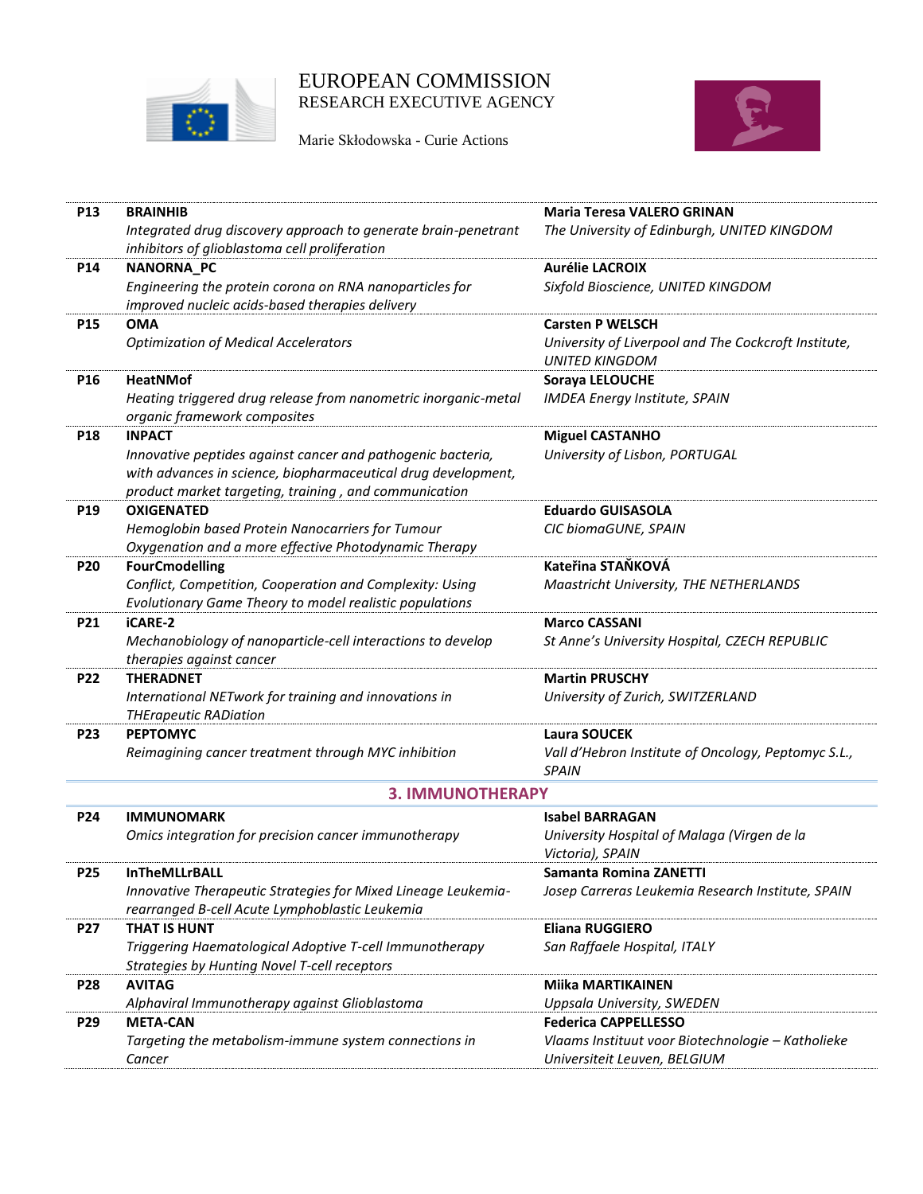| | | |
|---|---|---|
| **P13** | **BRAINHIB**<br>*Integrated drug discovery approach to generate brain-penetrant inhibitors of glioblastoma cell proliferation* | **Maria Teresa VALERO GRINAN**<br>*The University of Edinburgh, UNITED KINGDOM* |
| **P14** | **NANORNA_PC**<br>*Engineering the protein corona on RNA nanoparticles for improved nucleic acids-based therapies delivery* | **Aurélie LACROIX**<br>*Sixfold Bioscience, UNITED KINGDOM* |
| **P15** | **OMA**<br>*Optimization of Medical Accelerators* | **Carsten P WELSCH**<br>*University of Liverpool and The Cockcroft Institute, UNITED KINGDOM* |
| **P16** | **HeatNMof**<br>*Heating triggered drug release from nanometric inorganic-metal organic framework composites* | **Soraya LELOUCHE**<br>*IMDEA Energy Institute, SPAIN* |
| **P18** | **INPACT**<br>*Innovative peptides against cancer and pathogenic bacteria, with advances in science, biopharmaceutical drug development, product market targeting, training , and communication* | **Miguel CASTANHO**<br>*University of Lisbon, PORTUGAL* |
| **P19** | **OXIGENATED**<br>*Hemoglobin based Protein Nanocarriers for Tumour Oxygenation and a more effective Photodynamic Therapy* | **Eduardo GUISASOLA**<br>*CIC biomaGUNE, SPAIN* |
| **P20** | **FourCmodelling**<br>*Conflict, Competition, Cooperation and Complexity: Using Evolutionary Game Theory to model realistic populations* | **Kateřina STAŇKOVÁ**<br>*Maastricht University, THE NETHERLANDS* |
| **P21** | **iCARE-2**<br>*Mechanobiology of nanoparticle-cell interactions to develop therapies against cancer* | **Marco CASSANI**<br>*St Anne's University Hospital, CZECH REPUBLIC* |
| **P22** | **THERADNET**<br>*International NETwork for training and innovations in THErapeutic RADiation* | **Martin PRUSCHY**<br>*University of Zurich, SWITZERLAND* |
| **P23** | **PEPTOMYC**<br>*Reimagining cancer treatment through MYC inhibition* | **Laura SOUCEK**<br>*Vall d'Hebron Institute of Oncology, Peptomyc S.L., SPAIN* |

## 3. IMMUNOTHERAPY

| | | |
|---|---|---|
| **P24** | **IMMUNOMARK**<br>*Omics integration for precision cancer immunotherapy* | **Isabel BARRAGAN**<br>*University Hospital of Malaga (Virgen de la Victoria), SPAIN* |
| **P25** | **InTheMLLrBALL**<br>*Innovative Therapeutic Strategies for Mixed Lineage Leukemia-rearranged B-cell Acute Lymphoblastic Leukemia* | **Samanta Romina ZANETTI**<br>*Josep Carreras Leukemia Research Institute, SPAIN* |
| **P27** | **THAT IS HUNT**<br>*Triggering Haematological Adoptive T-cell Immunotherapy Strategies by Hunting Novel T-cell receptors* | **Eliana RUGGIERO**<br>*San Raffaele Hospital, ITALY* |
| **P28** | **AVITAG**<br>*Alphaviral Immunotherapy against Glioblastoma* | **Miika MARTIKAINEN**<br>*Uppsala University, SWEDEN* |
| **P29** | **META-CAN**<br>*Targeting the metabolism-immune system connections in Cancer* | **Federica CAPPELLESSO**<br>*Vlaams Instituut voor Biotechnologie – Katholieke Universiteit Leuven, BELGIUM* |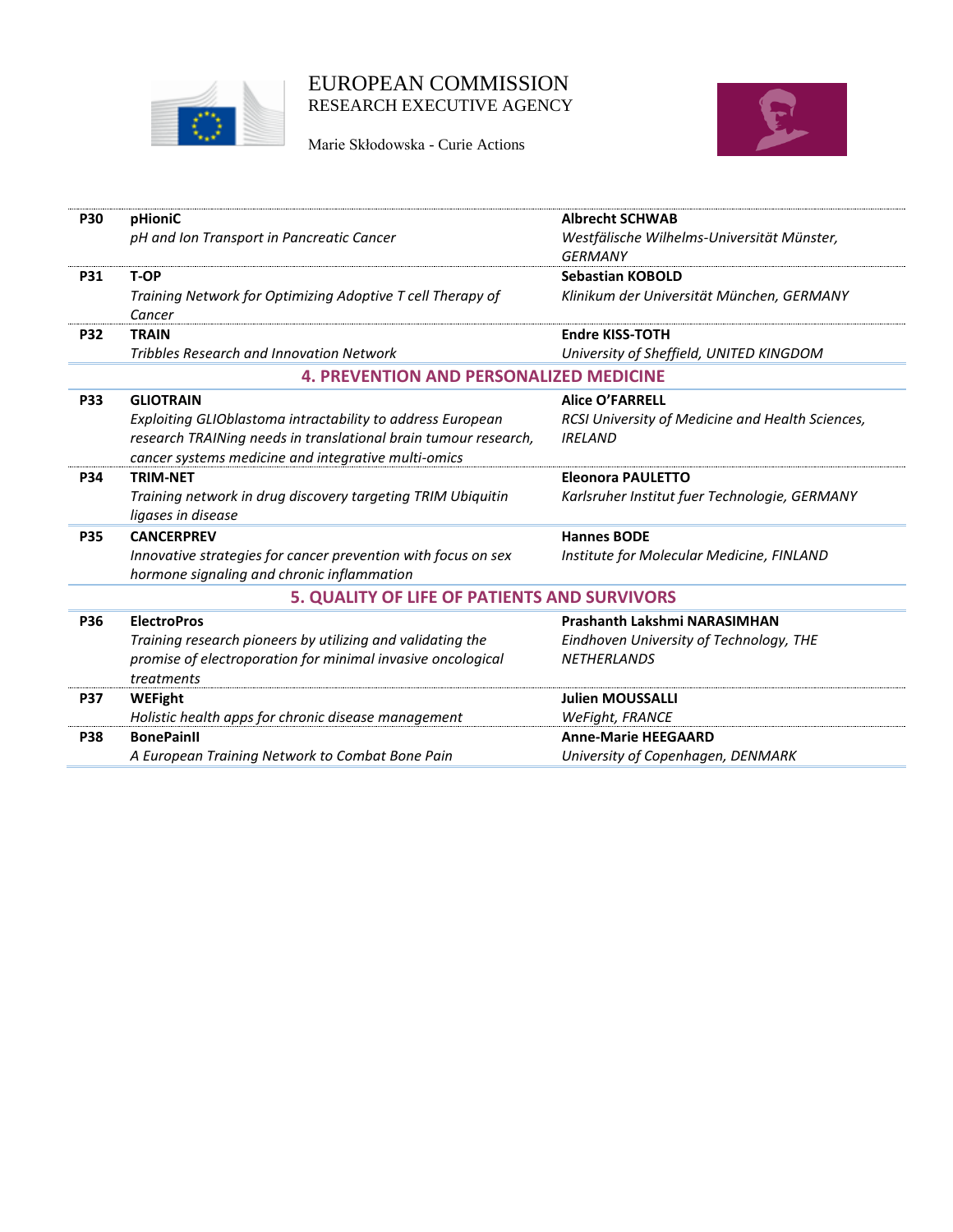| | | |
|---|---|---|
| **P30** | **pHioniC**<br>*pH and Ion Transport in Pancreatic Cancer* | **Albrecht SCHWAB**<br>*Westfälische Wilhelms-Universität Münster, GERMANY* |
| **P31** | **T-OP**<br>*Training Network for Optimizing Adoptive T cell Therapy of Cancer* | **Sebastian KOBOLD**<br>*Klinikum der Universität München, GERMANY* |
| **P32** | **TRAIN**<br>*Tribbles Research and Innovation Network* | **Endre KISS-TOTH**<br>*University of Sheffield, UNITED KINGDOM* |

## 4. PREVENTION AND PERSONALIZED MEDICINE

| | | |
|---|---|---|
| **P33** | **GLIOTRAIN**<br>*Exploiting GLIOblastoma intractability to address European research TRAINing needs in translational brain tumour research, cancer systems medicine and integrative multi-omics* | **Alice O'FARRELL**<br>*RCSI University of Medicine and Health Sciences, IRELAND* |
| **P34** | **TRIM-NET**<br>*Training network in drug discovery targeting TRIM Ubiquitin ligases in disease* | **Eleonora PAULETTO**<br>*Karlsruher Institut fuer Technologie, GERMANY* |
| **P35** | **CANCERPREV**<br>*Innovative strategies for cancer prevention with focus on sex hormone signaling and chronic inflammation* | **Hannes BODE**<br>*Institute for Molecular Medicine, FINLAND* |

## 5. QUALITY OF LIFE OF PATIENTS AND SURVIVORS

| | | |
|---|---|---|
| **P36** | **ElectroPros**<br>*Training research pioneers by utilizing and validating the promise of electroporation for minimal invasive oncological treatments* | **Prashanth Lakshmi NARASIMHAN**<br>*Eindhoven University of Technology, THE NETHERLANDS* |
| **P37** | **WEFight**<br>*Holistic health apps for chronic disease management* | **Julien MOUSSALLI**<br>*WeFight, FRANCE* |
| **P38** | **BonePainII**<br>*A European Training Network to Combat Bone Pain* | **Anne-Marie HEEGAARD**<br>*University of Copenhagen, DENMARK* |